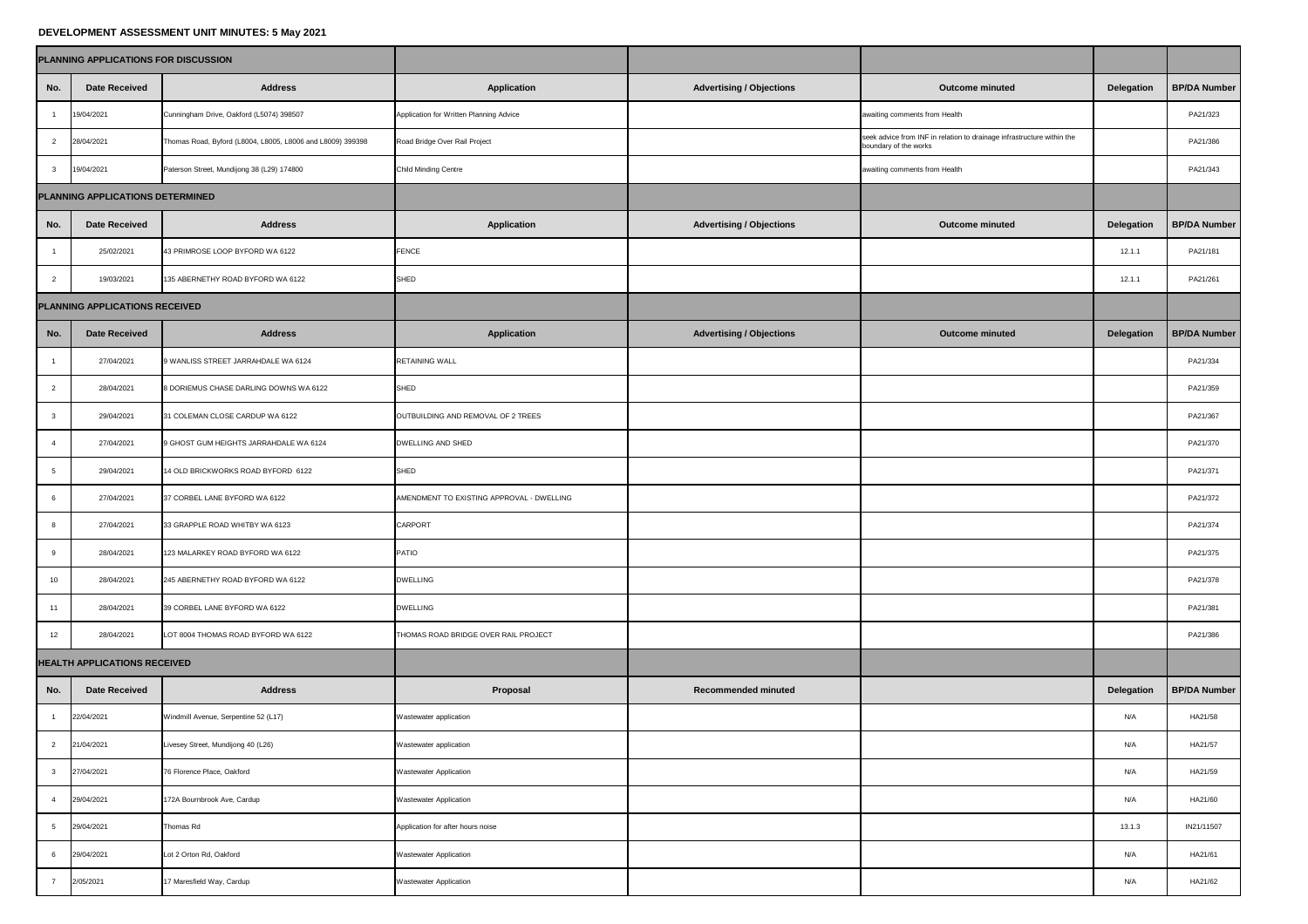# DEVELOPMENT ASSESSMENT UNIT MINUTES: 5 May 2021

| **PLANNING APPLICATIONS FOR DISCUSSION** | | | | | | | |
|---|---|---|---|---|---|---|---|
| **No.** | **Date Received** | **Address** | **Application** | **Advertising / Objections** | **Outcome minuted** | **Delegation** | **BP/DA Number** |
| 1 | 19/04/2021 | Cunningham Drive, Oakford (L5074) 398507 | Application for Written Planning Advice | | awaiting comments from Health | | PA21/323 |
| 2 | 28/04/2021 | Thomas Road, Byford (L8004, L8005, L8006 and L8009) 399398 | Road Bridge Over Rail Project | | seek advice from INF in relation to drainage infrastructure within the boundary of the works | | PA21/386 |
| 3 | 19/04/2021 | Paterson Street, Mundijong 38 (L29) 174800 | Child Minding Centre | | awaiting comments from Health | | PA21/343 |
| **PLANNING APPLICATIONS DETERMINED** | | | | | | | |
| **No.** | **Date Received** | **Address** | **Application** | **Advertising / Objections** | **Outcome minuted** | **Delegation** | **BP/DA Number** |
| 1 | 25/02/2021 | 43 PRIMROSE LOOP BYFORD WA 6122 | FENCE | | | 12.1.1 | PA21/181 |
| 2 | 19/03/2021 | 135 ABERNETHY ROAD BYFORD WA 6122 | SHED | | | 12.1.1 | PA21/261 |
| **PLANNING APPLICATIONS RECEIVED** | | | | | | | |
| **No.** | **Date Received** | **Address** | **Application** | **Advertising / Objections** | **Outcome minuted** | **Delegation** | **BP/DA Number** |
| 1 | 27/04/2021 | 9 WANLISS STREET JARRAHDALE WA 6124 | RETAINING WALL | | | | PA21/334 |
| 2 | 28/04/2021 | 8 DORIEMUS CHASE DARLING DOWNS WA 6122 | SHED | | | | PA21/359 |
| 3 | 29/04/2021 | 31 COLEMAN CLOSE CARDUP WA 6122 | OUTBUILDING AND REMOVAL OF 2 TREES | | | | PA21/367 |
| 4 | 27/04/2021 | 9 GHOST GUM HEIGHTS JARRAHDALE WA 6124 | DWELLING AND SHED | | | | PA21/370 |
| 5 | 29/04/2021 | 14 OLD BRICKWORKS ROAD BYFORD 6122 | SHED | | | | PA21/371 |
| 6 | 27/04/2021 | 37 CORBEL LANE BYFORD WA 6122 | AMENDMENT TO EXISTING APPROVAL - DWELLING | | | | PA21/372 |
| 8 | 27/04/2021 | 33 GRAPPLE ROAD WHITBY WA 6123 | CARPORT | | | | PA21/374 |
| 9 | 28/04/2021 | 123 MALARKEY ROAD BYFORD WA 6122 | PATIO | | | | PA21/375 |
| 10 | 28/04/2021 | 245 ABERNETHY ROAD BYFORD WA 6122 | DWELLING | | | | PA21/378 |
| 11 | 28/04/2021 | 39 CORBEL LANE BYFORD WA 6122 | DWELLING | | | | PA21/381 |
| 12 | 28/04/2021 | LOT 8004 THOMAS ROAD BYFORD WA 6122 | THOMAS ROAD BRIDGE OVER RAIL PROJECT | | | | PA21/386 |
| **HEALTH APPLICATIONS RECEIVED** | | | | | | | |
| **No.** | **Date Received** | **Address** | **Proposal** | **Recommended minuted** | | **Delegation** | **BP/DA Number** |
| 1 | 22/04/2021 | Windmill Avenue, Serpentine 52 (L17) | Wastewater application | | | N/A | HA21/58 |
| 2 | 21/04/2021 | Livesey Street, Mundijong 40 (L26) | Wastewater application | | | N/A | HA21/57 |
| 3 | 27/04/2021 | 76 Florence Place, Oakford | Wastewater Application | | | N/A | HA21/59 |
| 4 | 29/04/2021 | 172A Bournbrook Ave, Cardup | Wastewater Application | | | N/A | HA21/60 |
| 5 | 29/04/2021 | Thomas Rd | Application for after hours noise | | | 13.1.3 | IN21/11507 |
| 6 | 29/04/2021 | Lot 2 Orton Rd, Oakford | Wastewater Application | | | N/A | HA21/61 |
| 7 | 2/05/2021 | 17 Maresfield Way, Cardup | Wastewater Application | | | N/A | HA21/62 |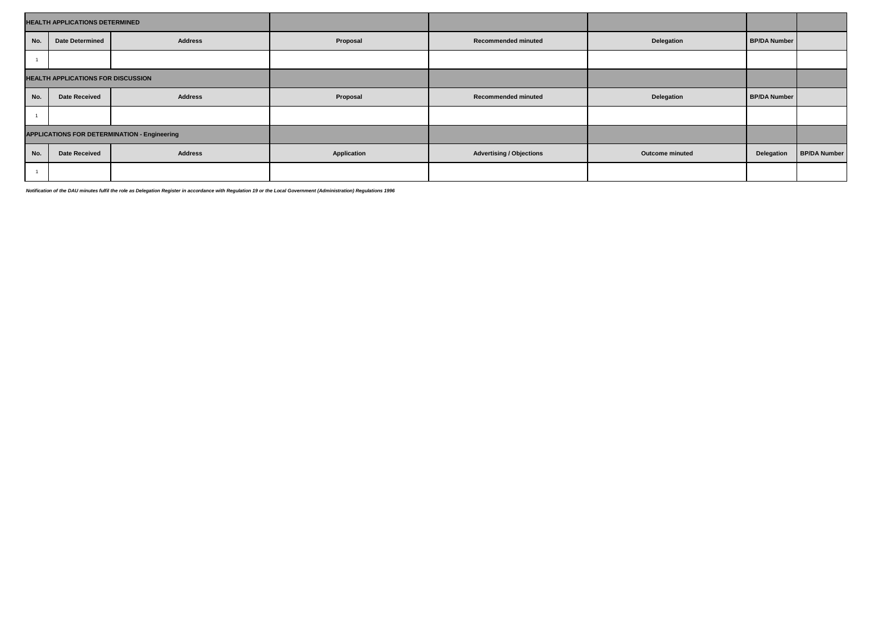| HEALTH APPLICATIONS DETERMINED | | | | | | | |
|---|---|---|---|---|---|---|---|
| No. | Date Determined | Address | Proposal | Recommended minuted | Delegation | BP/DA Number | |
| 1 | | | | | | | |

| HEALTH APPLICATIONS FOR DISCUSSION | | | | | | | |
|---|---|---|---|---|---|---|---|
| No. | Date Received | Address | Proposal | Recommended minuted | Delegation | BP/DA Number | |
| 1 | | | | | | | |

| APPLICATIONS FOR DETERMINATION - Engineering | | | | | | | |
|---|---|---|---|---|---|---|---|
| No. | Date Received | Address | Application | Advertising / Objections | Outcome minuted | Delegation | BP/DA Number |
| 1 | | | | | | | |

***Notification of the DAU minutes fulfil the role as Delegation Register in accordance with Regulation 19 or the Local Government (Administration) Regulations 1996***